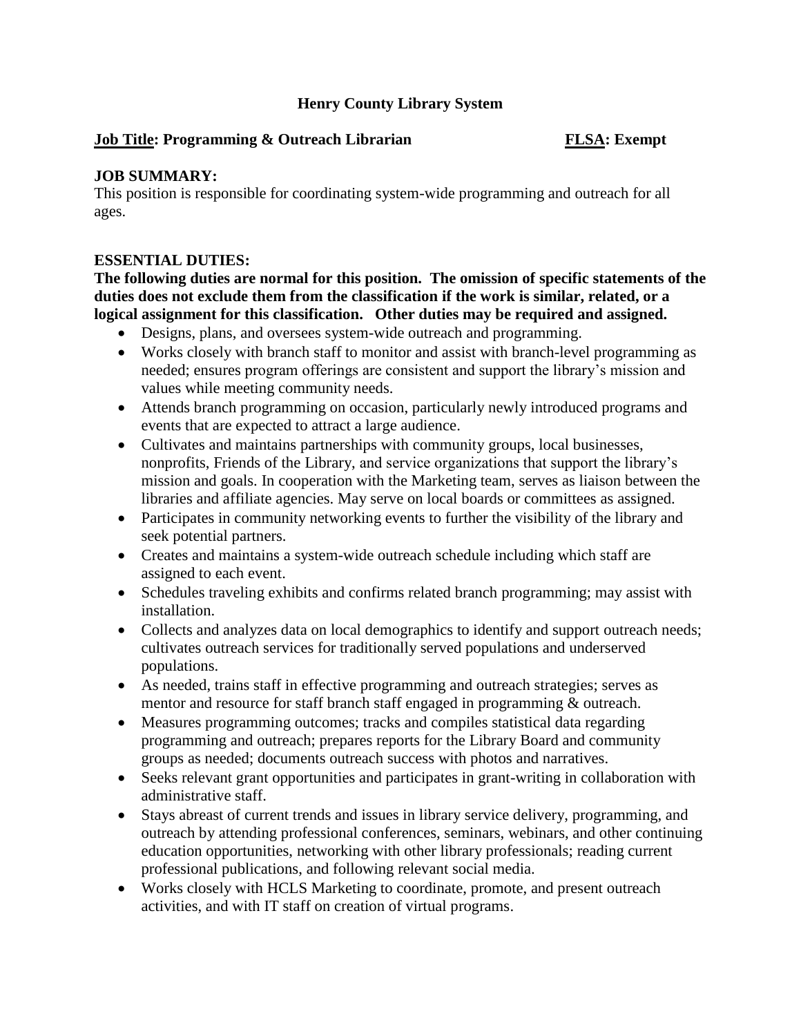# Henry County Library System

**Job Title: Programming & Outreach Librarian** **FLSA: Exempt**

## JOB SUMMARY:

This position is responsible for coordinating system-wide programming and outreach for all ages.

## ESSENTIAL DUTIES:

**The following duties are normal for this position. The omission of specific statements of the duties does not exclude them from the classification if the work is similar, related, or a logical assignment for this classification. Other duties may be required and assigned.**

- Designs, plans, and oversees system-wide outreach and programming.
- Works closely with branch staff to monitor and assist with branch-level programming as needed; ensures program offerings are consistent and support the library's mission and values while meeting community needs.
- Attends branch programming on occasion, particularly newly introduced programs and events that are expected to attract a large audience.
- Cultivates and maintains partnerships with community groups, local businesses, nonprofits, Friends of the Library, and service organizations that support the library's mission and goals. In cooperation with the Marketing team, serves as liaison between the libraries and affiliate agencies. May serve on local boards or committees as assigned.
- Participates in community networking events to further the visibility of the library and seek potential partners.
- Creates and maintains a system-wide outreach schedule including which staff are assigned to each event.
- Schedules traveling exhibits and confirms related branch programming; may assist with installation.
- Collects and analyzes data on local demographics to identify and support outreach needs; cultivates outreach services for traditionally served populations and underserved populations.
- As needed, trains staff in effective programming and outreach strategies; serves as mentor and resource for staff branch staff engaged in programming & outreach.
- Measures programming outcomes; tracks and compiles statistical data regarding programming and outreach; prepares reports for the Library Board and community groups as needed; documents outreach success with photos and narratives.
- Seeks relevant grant opportunities and participates in grant-writing in collaboration with administrative staff.
- Stays abreast of current trends and issues in library service delivery, programming, and outreach by attending professional conferences, seminars, webinars, and other continuing education opportunities, networking with other library professionals; reading current professional publications, and following relevant social media.
- Works closely with HCLS Marketing to coordinate, promote, and present outreach activities, and with IT staff on creation of virtual programs.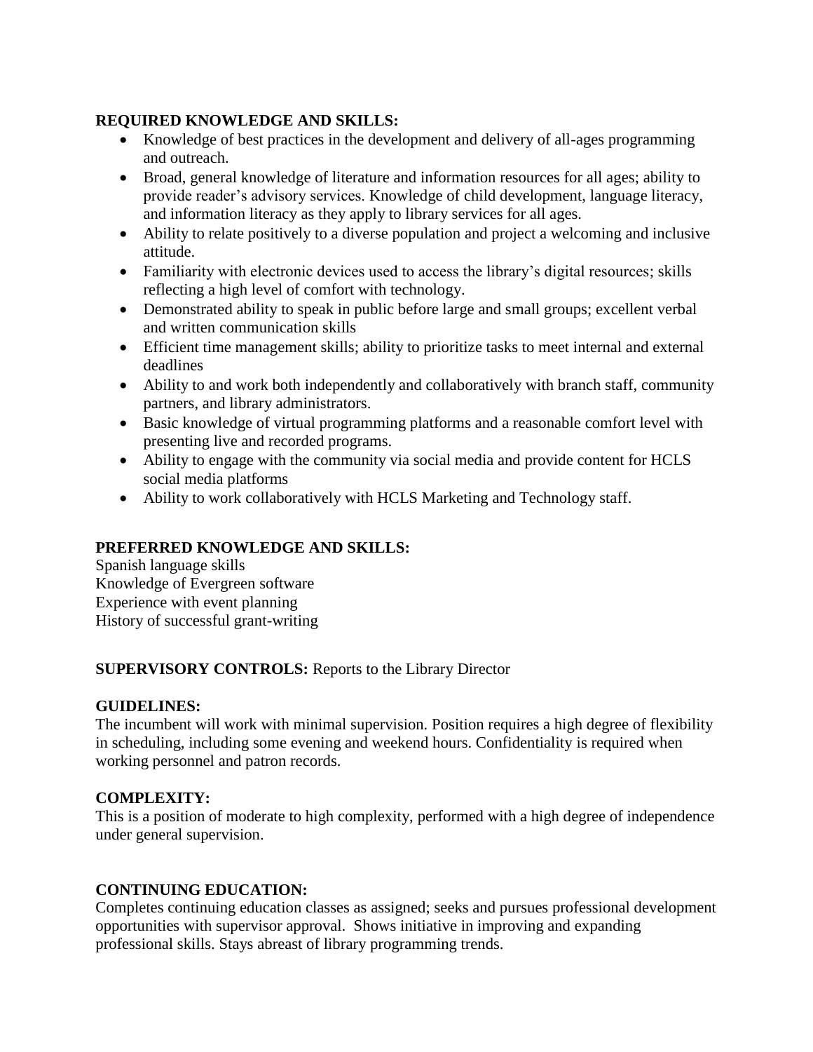**REQUIRED KNOWLEDGE AND SKILLS:**

- Knowledge of best practices in the development and delivery of all-ages programming and outreach.
- Broad, general knowledge of literature and information resources for all ages; ability to provide reader's advisory services. Knowledge of child development, language literacy, and information literacy as they apply to library services for all ages.
- Ability to relate positively to a diverse population and project a welcoming and inclusive attitude.
- Familiarity with electronic devices used to access the library's digital resources; skills reflecting a high level of comfort with technology.
- Demonstrated ability to speak in public before large and small groups; excellent verbal and written communication skills
- Efficient time management skills; ability to prioritize tasks to meet internal and external deadlines
- Ability to and work both independently and collaboratively with branch staff, community partners, and library administrators.
- Basic knowledge of virtual programming platforms and a reasonable comfort level with presenting live and recorded programs.
- Ability to engage with the community via social media and provide content for HCLS social media platforms
- Ability to work collaboratively with HCLS Marketing and Technology staff.

**PREFERRED KNOWLEDGE AND SKILLS:**

Spanish language skills
Knowledge of Evergreen software
Experience with event planning
History of successful grant-writing

**SUPERVISORY CONTROLS:** Reports to the Library Director

**GUIDELINES:**

The incumbent will work with minimal supervision. Position requires a high degree of flexibility in scheduling, including some evening and weekend hours. Confidentiality is required when working personnel and patron records.

**COMPLEXITY:**

This is a position of moderate to high complexity, performed with a high degree of independence under general supervision.

**CONTINUING EDUCATION:**

Completes continuing education classes as assigned; seeks and pursues professional development opportunities with supervisor approval. Shows initiative in improving and expanding professional skills. Stays abreast of library programming trends.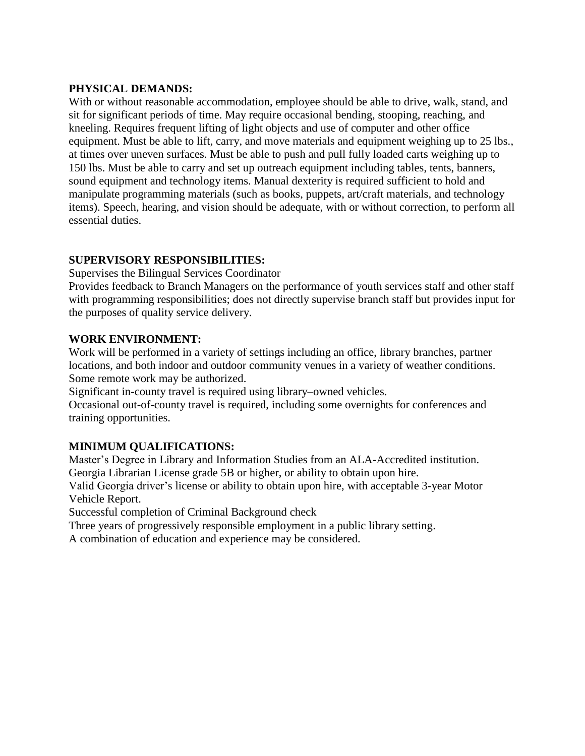**PHYSICAL DEMANDS:**

With or without reasonable accommodation, employee should be able to drive, walk, stand, and sit for significant periods of time. May require occasional bending, stooping, reaching, and kneeling. Requires frequent lifting of light objects and use of computer and other office equipment. Must be able to lift, carry, and move materials and equipment weighing up to 25 lbs., at times over uneven surfaces. Must be able to push and pull fully loaded carts weighing up to 150 lbs. Must be able to carry and set up outreach equipment including tables, tents, banners, sound equipment and technology items. Manual dexterity is required sufficient to hold and manipulate programming materials (such as books, puppets, art/craft materials, and technology items). Speech, hearing, and vision should be adequate, with or without correction, to perform all essential duties.

**SUPERVISORY RESPONSIBILITIES:**

Supervises the Bilingual Services Coordinator

Provides feedback to Branch Managers on the performance of youth services staff and other staff with programming responsibilities; does not directly supervise branch staff but provides input for the purposes of quality service delivery.

**WORK ENVIRONMENT:**

Work will be performed in a variety of settings including an office, library branches, partner locations, and both indoor and outdoor community venues in a variety of weather conditions. Some remote work may be authorized.

Significant in-county travel is required using library–owned vehicles.

Occasional out-of-county travel is required, including some overnights for conferences and training opportunities.

**MINIMUM QUALIFICATIONS:**

Master's Degree in Library and Information Studies from an ALA-Accredited institution.

Georgia Librarian License grade 5B or higher, or ability to obtain upon hire.

Valid Georgia driver's license or ability to obtain upon hire, with acceptable 3-year Motor Vehicle Report.

Successful completion of Criminal Background check

Three years of progressively responsible employment in a public library setting.

A combination of education and experience may be considered.